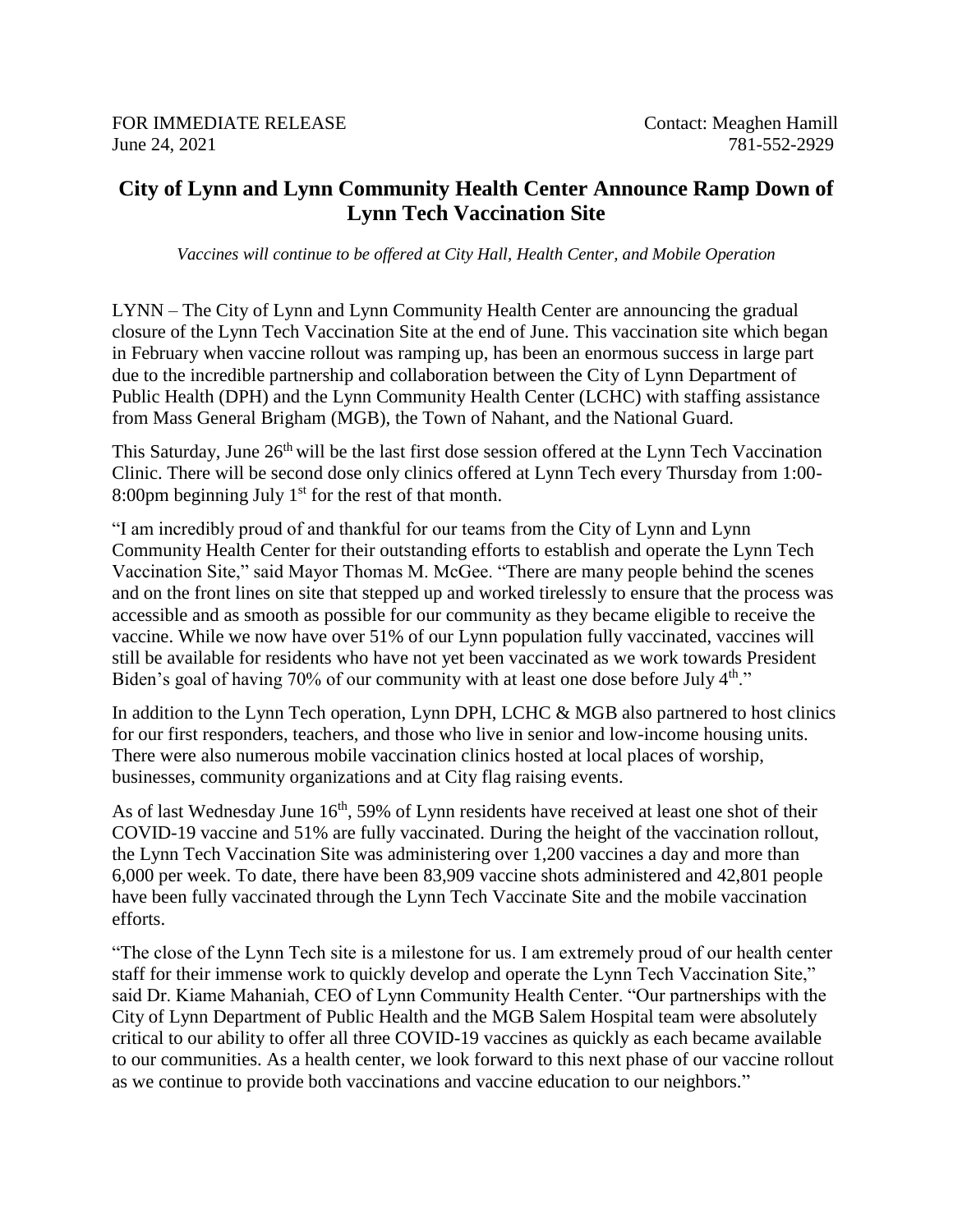FOR IMMEDIATE RELEASE
June 24, 2021

Contact: Meaghen Hamill
781-552-2929

# City of Lynn and Lynn Community Health Center Announce Ramp Down of Lynn Tech Vaccination Site

*Vaccines will continue to be offered at City Hall, Health Center, and Mobile Operation*

LYNN – The City of Lynn and Lynn Community Health Center are announcing the gradual closure of the Lynn Tech Vaccination Site at the end of June. This vaccination site which began in February when vaccine rollout was ramping up, has been an enormous success in large part due to the incredible partnership and collaboration between the City of Lynn Department of Public Health (DPH) and the Lynn Community Health Center (LCHC) with staffing assistance from Mass General Brigham (MGB), the Town of Nahant, and the National Guard.

This Saturday, June 26th will be the last first dose session offered at the Lynn Tech Vaccination Clinic. There will be second dose only clinics offered at Lynn Tech every Thursday from 1:00-8:00pm beginning July 1st for the rest of that month.

"I am incredibly proud of and thankful for our teams from the City of Lynn and Lynn Community Health Center for their outstanding efforts to establish and operate the Lynn Tech Vaccination Site," said Mayor Thomas M. McGee. "There are many people behind the scenes and on the front lines on site that stepped up and worked tirelessly to ensure that the process was accessible and as smooth as possible for our community as they became eligible to receive the vaccine. While we now have over 51% of our Lynn population fully vaccinated, vaccines will still be available for residents who have not yet been vaccinated as we work towards President Biden's goal of having 70% of our community with at least one dose before July 4th."

In addition to the Lynn Tech operation, Lynn DPH, LCHC & MGB also partnered to host clinics for our first responders, teachers, and those who live in senior and low-income housing units. There were also numerous mobile vaccination clinics hosted at local places of worship, businesses, community organizations and at City flag raising events.

As of last Wednesday June 16th, 59% of Lynn residents have received at least one shot of their COVID-19 vaccine and 51% are fully vaccinated. During the height of the vaccination rollout, the Lynn Tech Vaccination Site was administering over 1,200 vaccines a day and more than 6,000 per week. To date, there have been 83,909 vaccine shots administered and 42,801 people have been fully vaccinated through the Lynn Tech Vaccinate Site and the mobile vaccination efforts.

"The close of the Lynn Tech site is a milestone for us. I am extremely proud of our health center staff for their immense work to quickly develop and operate the Lynn Tech Vaccination Site," said Dr. Kiame Mahaniah, CEO of Lynn Community Health Center. "Our partnerships with the City of Lynn Department of Public Health and the MGB Salem Hospital team were absolutely critical to our ability to offer all three COVID-19 vaccines as quickly as each became available to our communities. As a health center, we look forward to this next phase of our vaccine rollout as we continue to provide both vaccinations and vaccine education to our neighbors."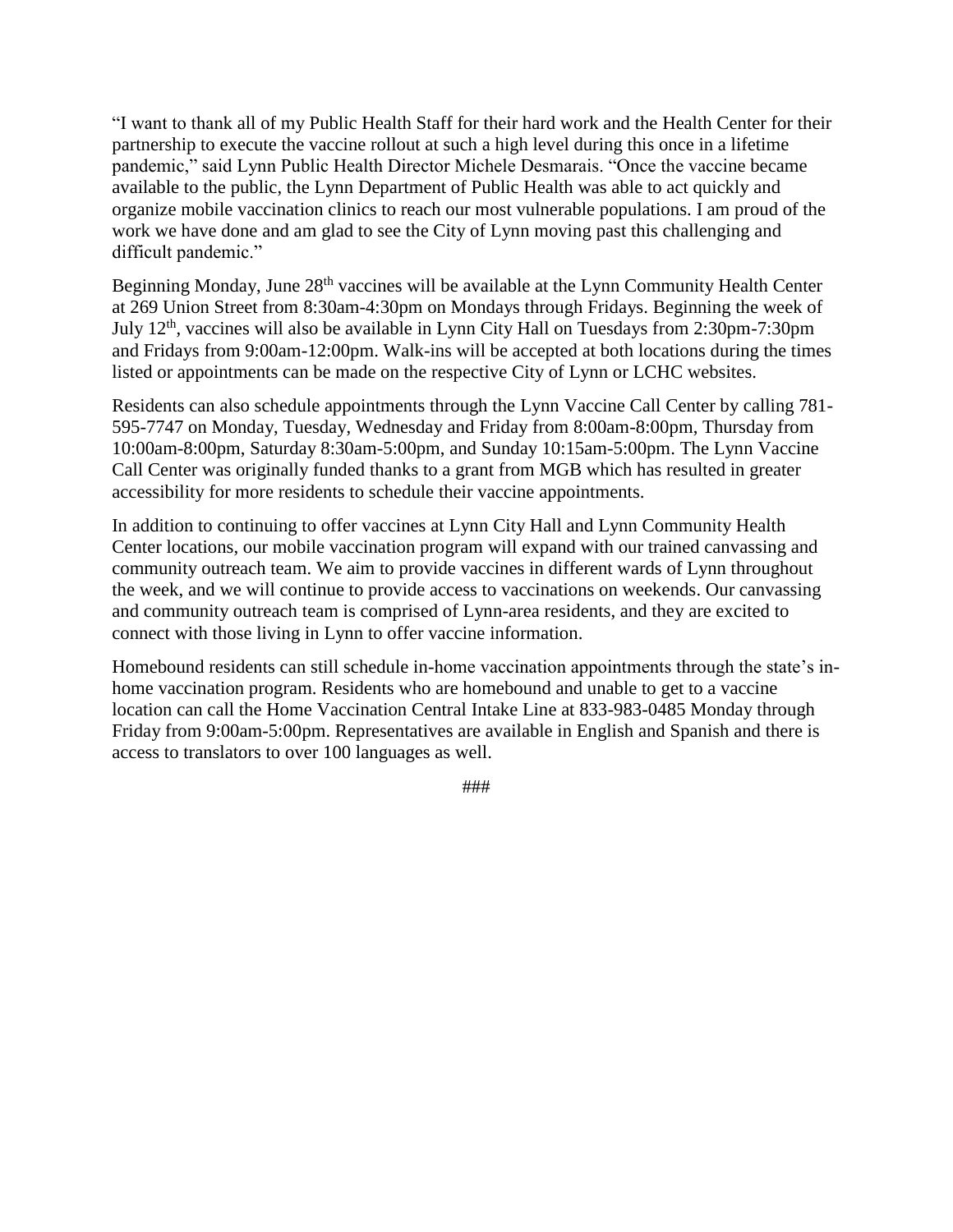"I want to thank all of my Public Health Staff for their hard work and the Health Center for their partnership to execute the vaccine rollout at such a high level during this once in a lifetime pandemic," said Lynn Public Health Director Michele Desmarais. "Once the vaccine became available to the public, the Lynn Department of Public Health was able to act quickly and organize mobile vaccination clinics to reach our most vulnerable populations. I am proud of the work we have done and am glad to see the City of Lynn moving past this challenging and difficult pandemic."

Beginning Monday, June 28th vaccines will be available at the Lynn Community Health Center at 269 Union Street from 8:30am-4:30pm on Mondays through Fridays. Beginning the week of July 12th, vaccines will also be available in Lynn City Hall on Tuesdays from 2:30pm-7:30pm and Fridays from 9:00am-12:00pm. Walk-ins will be accepted at both locations during the times listed or appointments can be made on the respective City of Lynn or LCHC websites.

Residents can also schedule appointments through the Lynn Vaccine Call Center by calling 781-595-7747 on Monday, Tuesday, Wednesday and Friday from 8:00am-8:00pm, Thursday from 10:00am-8:00pm, Saturday 8:30am-5:00pm, and Sunday 10:15am-5:00pm. The Lynn Vaccine Call Center was originally funded thanks to a grant from MGB which has resulted in greater accessibility for more residents to schedule their vaccine appointments.

In addition to continuing to offer vaccines at Lynn City Hall and Lynn Community Health Center locations, our mobile vaccination program will expand with our trained canvassing and community outreach team. We aim to provide vaccines in different wards of Lynn throughout the week, and we will continue to provide access to vaccinations on weekends. Our canvassing and community outreach team is comprised of Lynn-area residents, and they are excited to connect with those living in Lynn to offer vaccine information.

Homebound residents can still schedule in-home vaccination appointments through the state's in-home vaccination program. Residents who are homebound and unable to get to a vaccine location can call the Home Vaccination Central Intake Line at 833-983-0485 Monday through Friday from 9:00am-5:00pm. Representatives are available in English and Spanish and there is access to translators to over 100 languages as well.

###